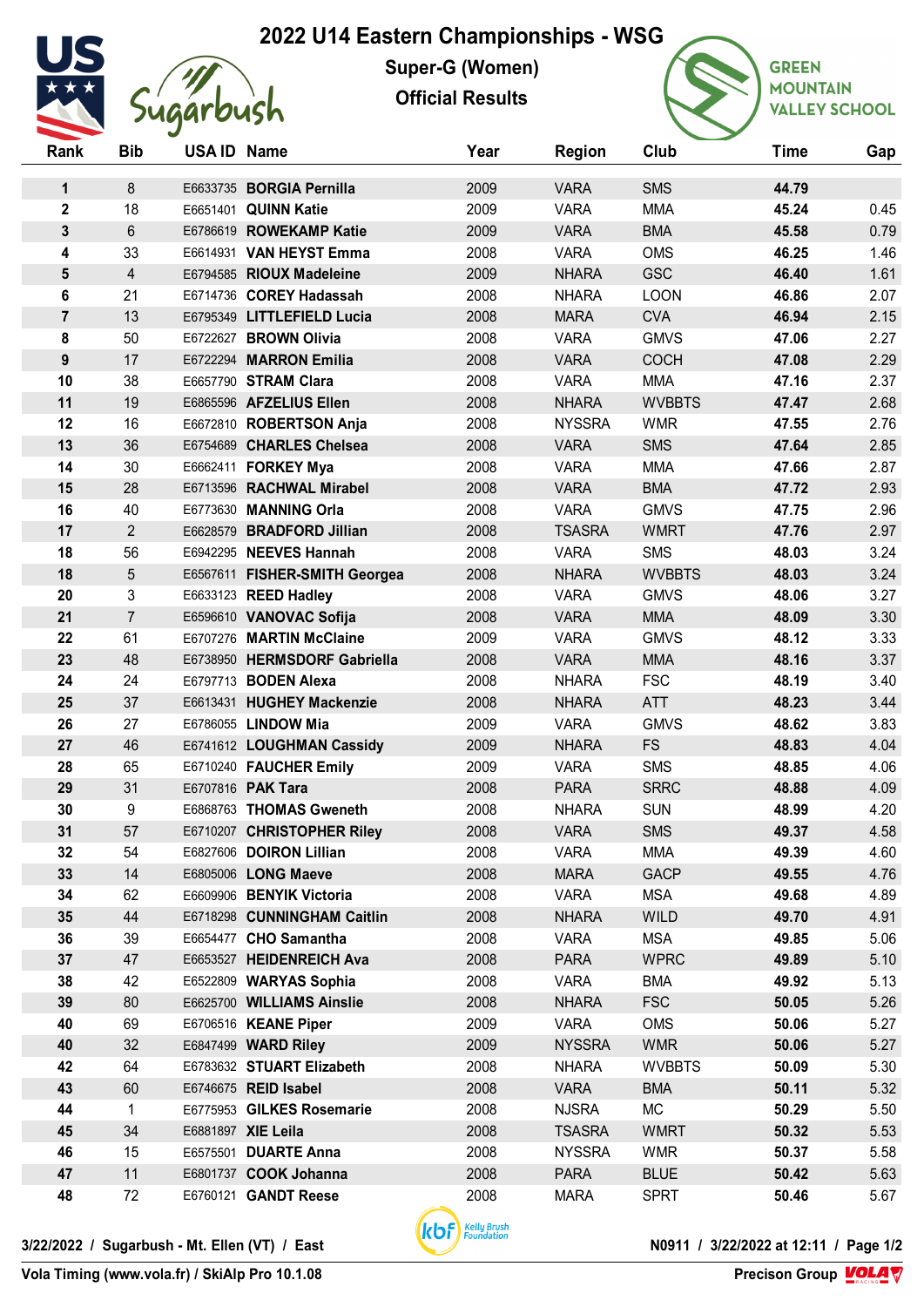# 2022 U14 Eastern Championships - WSG

## Super-G (Women)

## Official Results

| Rank | Bib | USA ID | Name | Year | Region | Club | Time | Gap |
|---|---|---|---|---|---|---|---|---|
| 1 | 8 | E6633735 | **BORGIA Pernilla** | 2009 | VARA | SMS | **44.79** | |
| 2 | 18 | E6651401 | **QUINN Katie** | 2009 | VARA | MMA | **45.24** | 0.45 |
| 3 | 6 | E6786619 | **ROWEKAMP Katie** | 2009 | VARA | BMA | **45.58** | 0.79 |
| 4 | 33 | E6614931 | **VAN HEYST Emma** | 2008 | VARA | OMS | **46.25** | 1.46 |
| 5 | 4 | E6794585 | **RIOUX Madeleine** | 2009 | NHARA | GSC | **46.40** | 1.61 |
| 6 | 21 | E6714736 | **COREY Hadassah** | 2008 | NHARA | LOON | **46.86** | 2.07 |
| 7 | 13 | E6795349 | **LITTLEFIELD Lucia** | 2008 | MARA | CVA | **46.94** | 2.15 |
| 8 | 50 | E6722627 | **BROWN Olivia** | 2008 | VARA | GMVS | **47.06** | 2.27 |
| 9 | 17 | E6722294 | **MARRON Emilia** | 2008 | VARA | COCH | **47.08** | 2.29 |
| 10 | 38 | E6657790 | **STRAM Clara** | 2008 | VARA | MMA | **47.16** | 2.37 |
| 11 | 19 | E6865596 | **AFZELIUS Ellen** | 2008 | NHARA | WVBBTS | **47.47** | 2.68 |
| 12 | 16 | E6672810 | **ROBERTSON Anja** | 2008 | NYSSRA | WMR | **47.55** | 2.76 |
| 13 | 36 | E6754689 | **CHARLES Chelsea** | 2008 | VARA | SMS | **47.64** | 2.85 |
| 14 | 30 | E6662411 | **FORKEY Mya** | 2008 | VARA | MMA | **47.66** | 2.87 |
| 15 | 28 | E6713596 | **RACHWAL Mirabel** | 2008 | VARA | BMA | **47.72** | 2.93 |
| 16 | 40 | E6773630 | **MANNING Orla** | 2008 | VARA | GMVS | **47.75** | 2.96 |
| 17 | 2 | E6628579 | **BRADFORD Jillian** | 2008 | TSASRA | WMRT | **47.76** | 2.97 |
| 18 | 56 | E6942295 | **NEEVES Hannah** | 2008 | VARA | SMS | **48.03** | 3.24 |
| 18 | 5 | E6567611 | **FISHER-SMITH Georgea** | 2008 | NHARA | WVBBTS | **48.03** | 3.24 |
| 20 | 3 | E6633123 | **REED Hadley** | 2008 | VARA | GMVS | **48.06** | 3.27 |
| 21 | 7 | E6596610 | **VANOVAC Sofija** | 2008 | VARA | MMA | **48.09** | 3.30 |
| 22 | 61 | E6707276 | **MARTIN McClaine** | 2009 | VARA | GMVS | **48.12** | 3.33 |
| 23 | 48 | E6738950 | **HERMSDORF Gabriella** | 2008 | VARA | MMA | **48.16** | 3.37 |
| 24 | 24 | E6797713 | **BODEN Alexa** | 2008 | NHARA | FSC | **48.19** | 3.40 |
| 25 | 37 | E6613431 | **HUGHEY Mackenzie** | 2008 | NHARA | ATT | **48.23** | 3.44 |
| 26 | 27 | E6786055 | **LINDOW Mia** | 2009 | VARA | GMVS | **48.62** | 3.83 |
| 27 | 46 | E6741612 | **LOUGHMAN Cassidy** | 2009 | NHARA | FS | **48.83** | 4.04 |
| 28 | 65 | E6710240 | **FAUCHER Emily** | 2009 | VARA | SMS | **48.85** | 4.06 |
| 29 | 31 | E6707816 | **PAK Tara** | 2008 | PARA | SRRC | **48.88** | 4.09 |
| 30 | 9 | E6868763 | **THOMAS Gweneth** | 2008 | NHARA | SUN | **48.99** | 4.20 |
| 31 | 57 | E6710207 | **CHRISTOPHER Riley** | 2008 | VARA | SMS | **49.37** | 4.58 |
| 32 | 54 | E6827606 | **DOIRON Lillian** | 2008 | VARA | MMA | **49.39** | 4.60 |
| 33 | 14 | E6805006 | **LONG Maeve** | 2008 | MARA | GACP | **49.55** | 4.76 |
| 34 | 62 | E6609906 | **BENYIK Victoria** | 2008 | VARA | MSA | **49.68** | 4.89 |
| 35 | 44 | E6718298 | **CUNNINGHAM Caitlin** | 2008 | NHARA | WILD | **49.70** | 4.91 |
| 36 | 39 | E6654477 | **CHO Samantha** | 2008 | VARA | MSA | **49.85** | 5.06 |
| 37 | 47 | E6653527 | **HEIDENREICH Ava** | 2008 | PARA | WPRC | **49.89** | 5.10 |
| 38 | 42 | E6522809 | **WARYAS Sophia** | 2008 | VARA | BMA | **49.92** | 5.13 |
| 39 | 80 | E6625700 | **WILLIAMS Ainslie** | 2008 | NHARA | FSC | **50.05** | 5.26 |
| 40 | 69 | E6706516 | **KEANE Piper** | 2009 | VARA | OMS | **50.06** | 5.27 |
| 40 | 32 | E6847499 | **WARD Riley** | 2009 | NYSSRA | WMR | **50.06** | 5.27 |
| 42 | 64 | E6783632 | **STUART Elizabeth** | 2008 | NHARA | WVBBTS | **50.09** | 5.30 |
| 43 | 60 | E6746675 | **REID Isabel** | 2008 | VARA | BMA | **50.11** | 5.32 |
| 44 | 1 | E6775953 | **GILKES Rosemarie** | 2008 | NJSRA | MC | **50.29** | 5.50 |
| 45 | 34 | E6881897 | **XIE Leila** | 2008 | TSASRA | WMRT | **50.32** | 5.53 |
| 46 | 15 | E6575501 | **DUARTE Anna** | 2008 | NYSSRA | WMR | **50.37** | 5.58 |
| 47 | 11 | E6801737 | **COOK Johanna** | 2008 | PARA | BLUE | **50.42** | 5.63 |
| 48 | 72 | E6760121 | **GANDT Reese** | 2008 | MARA | SPRT | **50.46** | 5.67 |

3/22/2022 / Sugarbush - Mt. Ellen (VT) / East

N0911 / 3/22/2022 at 12:11

Vola Timing (www.vola.fr) / SkiAlp Pro 10.1.08

Precison Group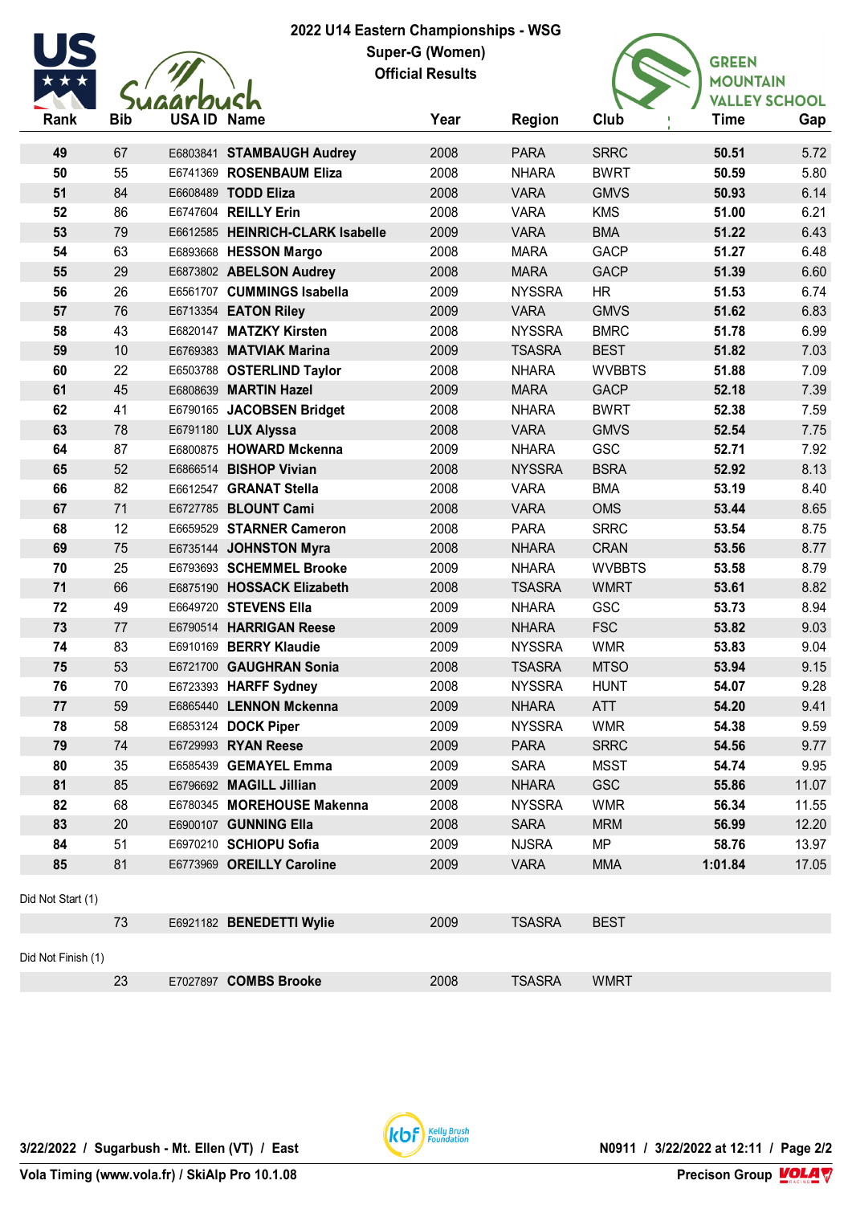# 2022 U14 Eastern Championships - WSG

## Super-G (Women)

## Official Results

| Rank | Bib | USA ID | Name | Year | Region | Club | Time | Gap |
|---|---|---|---|---|---|---|---|---|
| 49 | 67 | E6803841 | **STAMBAUGH Audrey** | 2008 | PARA | SRRC | **50.51** | 5.72 |
| 50 | 55 | E6741369 | **ROSENBAUM Eliza** | 2008 | NHARA | BWRT | **50.59** | 5.80 |
| 51 | 84 | E6608489 | **TODD Eliza** | 2008 | VARA | GMVS | **50.93** | 6.14 |
| 52 | 86 | E6747604 | **REILLY Erin** | 2008 | VARA | KMS | **51.00** | 6.21 |
| 53 | 79 | E6612585 | **HEINRICH-CLARK Isabelle** | 2009 | VARA | BMA | **51.22** | 6.43 |
| 54 | 63 | E6893668 | **HESSON Margo** | 2008 | MARA | GACP | **51.27** | 6.48 |
| 55 | 29 | E6873802 | **ABELSON Audrey** | 2008 | MARA | GACP | **51.39** | 6.60 |
| 56 | 26 | E6561707 | **CUMMINGS Isabella** | 2009 | NYSSRA | HR | **51.53** | 6.74 |
| 57 | 76 | E6713354 | **EATON Riley** | 2009 | VARA | GMVS | **51.62** | 6.83 |
| 58 | 43 | E6820147 | **MATZKY Kirsten** | 2008 | NYSSRA | BMRC | **51.78** | 6.99 |
| 59 | 10 | E6769383 | **MATVIAK Marina** | 2009 | TSASRA | BEST | **51.82** | 7.03 |
| 60 | 22 | E6503788 | **OSTERLIND Taylor** | 2008 | NHARA | WVBBTS | **51.88** | 7.09 |
| 61 | 45 | E6808639 | **MARTIN Hazel** | 2009 | MARA | GACP | **52.18** | 7.39 |
| 62 | 41 | E6790165 | **JACOBSEN Bridget** | 2008 | NHARA | BWRT | **52.38** | 7.59 |
| 63 | 78 | E6791180 | **LUX Alyssa** | 2008 | VARA | GMVS | **52.54** | 7.75 |
| 64 | 87 | E6800875 | **HOWARD Mckenna** | 2009 | NHARA | GSC | **52.71** | 7.92 |
| 65 | 52 | E6866514 | **BISHOP Vivian** | 2008 | NYSSRA | BSRA | **52.92** | 8.13 |
| 66 | 82 | E6612547 | **GRANAT Stella** | 2008 | VARA | BMA | **53.19** | 8.40 |
| 67 | 71 | E6727785 | **BLOUNT Cami** | 2008 | VARA | OMS | **53.44** | 8.65 |
| 68 | 12 | E6659529 | **STARNER Cameron** | 2008 | PARA | SRRC | **53.54** | 8.75 |
| 69 | 75 | E6735144 | **JOHNSTON Myra** | 2008 | NHARA | CRAN | **53.56** | 8.77 |
| 70 | 25 | E6793693 | **SCHEMMEL Brooke** | 2009 | NHARA | WVBBTS | **53.58** | 8.79 |
| 71 | 66 | E6875190 | **HOSSACK Elizabeth** | 2008 | TSASRA | WMRT | **53.61** | 8.82 |
| 72 | 49 | E6649720 | **STEVENS Ella** | 2009 | NHARA | GSC | **53.73** | 8.94 |
| 73 | 77 | E6790514 | **HARRIGAN Reese** | 2009 | NHARA | FSC | **53.82** | 9.03 |
| 74 | 83 | E6910169 | **BERRY Klaudie** | 2009 | NYSSRA | WMR | **53.83** | 9.04 |
| 75 | 53 | E6721700 | **GAUGHRAN Sonia** | 2008 | TSASRA | MTSO | **53.94** | 9.15 |
| 76 | 70 | E6723393 | **HARFF Sydney** | 2008 | NYSSRA | HUNT | **54.07** | 9.28 |
| 77 | 59 | E6865440 | **LENNON Mckenna** | 2009 | NHARA | ATT | **54.20** | 9.41 |
| 78 | 58 | E6853124 | **DOCK Piper** | 2009 | NYSSRA | WMR | **54.38** | 9.59 |
| 79 | 74 | E6729993 | **RYAN Reese** | 2009 | PARA | SRRC | **54.56** | 9.77 |
| 80 | 35 | E6585439 | **GEMAYEL Emma** | 2009 | SARA | MSST | **54.74** | 9.95 |
| 81 | 85 | E6796692 | **MAGILL Jillian** | 2009 | NHARA | GSC | **55.86** | 11.07 |
| 82 | 68 | E6780345 | **MOREHOUSE Makenna** | 2008 | NYSSRA | WMR | **56.34** | 11.55 |
| 83 | 20 | E6900107 | **GUNNING Ella** | 2008 | SARA | MRM | **56.99** | 12.20 |
| 84 | 51 | E6970210 | **SCHIOPU Sofia** | 2009 | NJSRA | MP | **58.76** | 13.97 |
| 85 | 81 | E6773969 | **OREILLY Caroline** | 2009 | VARA | MMA | **1:01.84** | 17.05 |

Did Not Start (1)

| Rank | Bib | USA ID | Name | Year | Region | Club | Time | Gap |
|---|---|---|---|---|---|---|---|---|
| | 73 | E6921182 | **BENEDETTI Wylie** | 2009 | TSASRA | BEST | | |

Did Not Finish (1)

| Rank | Bib | USA ID | Name | Year | Region | Club | Time | Gap |
|---|---|---|---|---|---|---|---|---|
| | 23 | E7027897 | **COMBS Brooke** | 2008 | TSASRA | WMRT | | |

3/22/2022 / Sugarbush - Mt. Ellen (VT) / East

N0911 / 3/22/2022 at 12:11

Vola Timing (www.vola.fr) / SkiAlp Pro 10.1.08

Precison Group